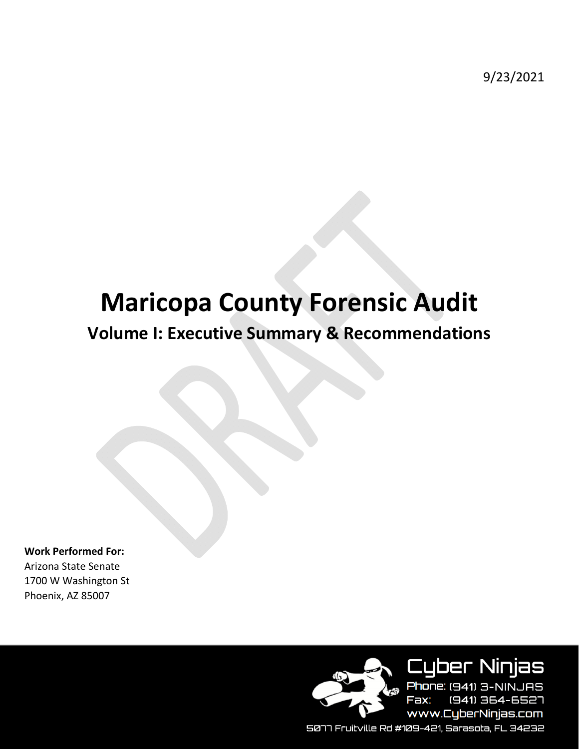9/23/2021

# Maricopa County Forensic Audit

## Volume I: Executive Summary & Recommendations

DRAFT

**Work Performed For:**
Arizona State Senate
1700 W Washington St
Phoenix, AZ 85007

Cyber Ninjas
Phone: (941) 3-NINJAS
Fax: (941) 364-6527
www.CyberNinjas.com
5077 Fruitville Rd #109-421, Sarasota, FL 34232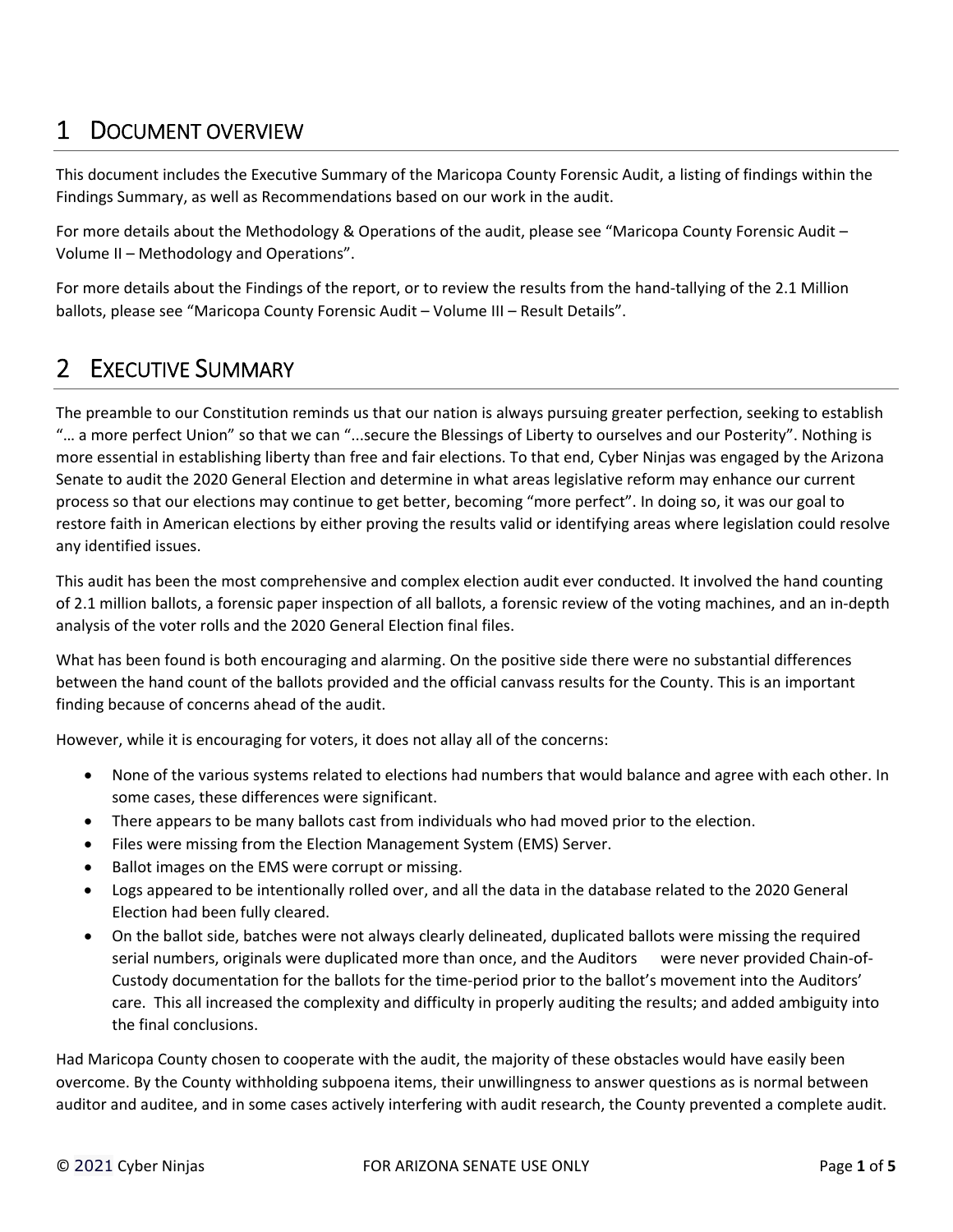# 1 DOCUMENT OVERVIEW

This document includes the Executive Summary of the Maricopa County Forensic Audit, a listing of findings within the Findings Summary, as well as Recommendations based on our work in the audit.

For more details about the Methodology & Operations of the audit, please see "Maricopa County Forensic Audit – Volume II – Methodology and Operations".

For more details about the Findings of the report, or to review the results from the hand-tallying of the 2.1 Million ballots, please see "Maricopa County Forensic Audit – Volume III – Result Details".

# 2 EXECUTIVE SUMMARY

The preamble to our Constitution reminds us that our nation is always pursuing greater perfection, seeking to establish "… a more perfect Union" so that we can "...secure the Blessings of Liberty to ourselves and our Posterity". Nothing is more essential in establishing liberty than free and fair elections. To that end, Cyber Ninjas was engaged by the Arizona Senate to audit the 2020 General Election and determine in what areas legislative reform may enhance our current process so that our elections may continue to get better, becoming "more perfect". In doing so, it was our goal to restore faith in American elections by either proving the results valid or identifying areas where legislation could resolve any identified issues.

This audit has been the most comprehensive and complex election audit ever conducted. It involved the hand counting of 2.1 million ballots, a forensic paper inspection of all ballots, a forensic review of the voting machines, and an in-depth analysis of the voter rolls and the 2020 General Election final files.

What has been found is both encouraging and alarming. On the positive side there were no substantial differences between the hand count of the ballots provided and the official canvass results for the County. This is an important finding because of concerns ahead of the audit.

However, while it is encouraging for voters, it does not allay all of the concerns:

- None of the various systems related to elections had numbers that would balance and agree with each other. In some cases, these differences were significant.
- There appears to be many ballots cast from individuals who had moved prior to the election.
- Files were missing from the Election Management System (EMS) Server.
- Ballot images on the EMS were corrupt or missing.
- Logs appeared to be intentionally rolled over, and all the data in the database related to the 2020 General Election had been fully cleared.
- On the ballot side, batches were not always clearly delineated, duplicated ballots were missing the required serial numbers, originals were duplicated more than once, and the Auditors were never provided Chain-of-Custody documentation for the ballots for the time-period prior to the ballot's movement into the Auditors' care. This all increased the complexity and difficulty in properly auditing the results; and added ambiguity into the final conclusions.

Had Maricopa County chosen to cooperate with the audit, the majority of these obstacles would have easily been overcome. By the County withholding subpoena items, their unwillingness to answer questions as is normal between auditor and auditee, and in some cases actively interfering with audit research, the County prevented a complete audit.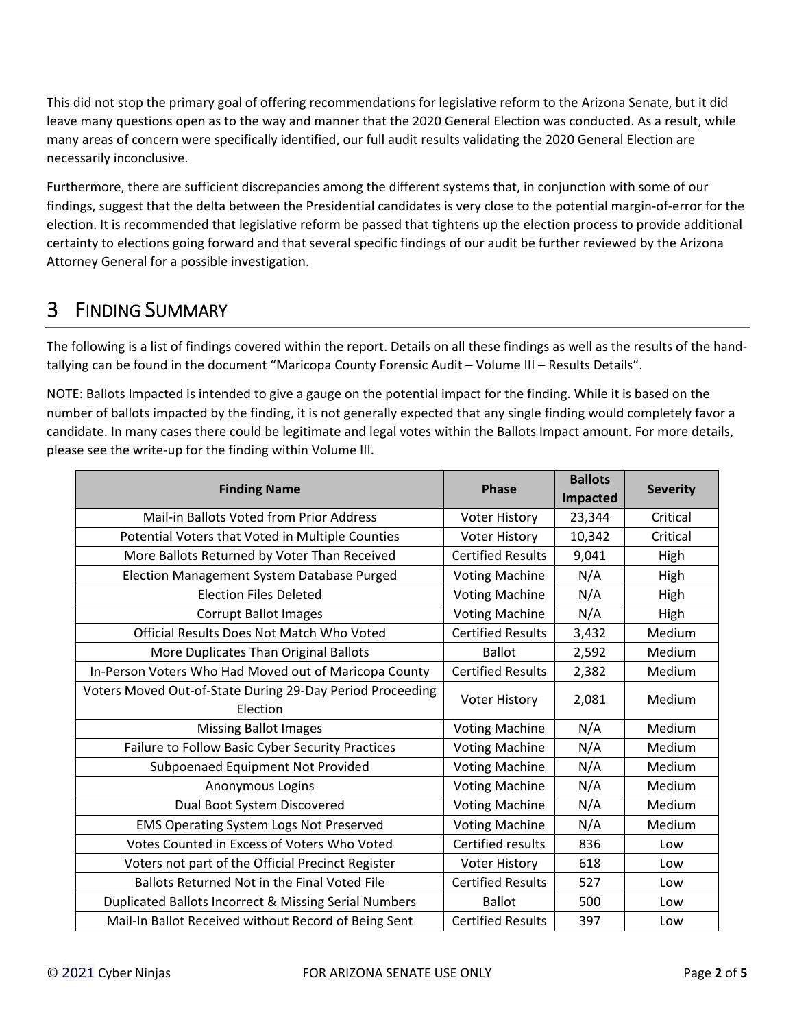This did not stop the primary goal of offering recommendations for legislative reform to the Arizona Senate, but it did leave many questions open as to the way and manner that the 2020 General Election was conducted. As a result, while many areas of concern were specifically identified, our full audit results validating the 2020 General Election are necessarily inconclusive.

Furthermore, there are sufficient discrepancies among the different systems that, in conjunction with some of our findings, suggest that the delta between the Presidential candidates is very close to the potential margin-of-error for the election. It is recommended that legislative reform be passed that tightens up the election process to provide additional certainty to elections going forward and that several specific findings of our audit be further reviewed by the Arizona Attorney General for a possible investigation.

# 3 Finding Summary

The following is a list of findings covered within the report. Details on all these findings as well as the results of the hand-tallying can be found in the document "Maricopa County Forensic Audit – Volume III – Results Details".

NOTE: Ballots Impacted is intended to give a gauge on the potential impact for the finding. While it is based on the number of ballots impacted by the finding, it is not generally expected that any single finding would completely favor a candidate. In many cases there could be legitimate and legal votes within the Ballots Impact amount. For more details, please see the write-up for the finding within Volume III.

| Finding Name | Phase | Ballots Impacted | Severity |
|---|---|---|---|
| Mail-in Ballots Voted from Prior Address | Voter History | 23,344 | Critical |
| Potential Voters that Voted in Multiple Counties | Voter History | 10,342 | Critical |
| More Ballots Returned by Voter Than Received | Certified Results | 9,041 | High |
| Election Management System Database Purged | Voting Machine | N/A | High |
| Election Files Deleted | Voting Machine | N/A | High |
| Corrupt Ballot Images | Voting Machine | N/A | High |
| Official Results Does Not Match Who Voted | Certified Results | 3,432 | Medium |
| More Duplicates Than Original Ballots | Ballot | 2,592 | Medium |
| In-Person Voters Who Had Moved out of Maricopa County | Certified Results | 2,382 | Medium |
| Voters Moved Out-of-State During 29-Day Period Proceeding Election | Voter History | 2,081 | Medium |
| Missing Ballot Images | Voting Machine | N/A | Medium |
| Failure to Follow Basic Cyber Security Practices | Voting Machine | N/A | Medium |
| Subpoenaed Equipment Not Provided | Voting Machine | N/A | Medium |
| Anonymous Logins | Voting Machine | N/A | Medium |
| Dual Boot System Discovered | Voting Machine | N/A | Medium |
| EMS Operating System Logs Not Preserved | Voting Machine | N/A | Medium |
| Votes Counted in Excess of Voters Who Voted | Certified results | 836 | Low |
| Voters not part of the Official Precinct Register | Voter History | 618 | Low |
| Ballots Returned Not in the Final Voted File | Certified Results | 527 | Low |
| Duplicated Ballots Incorrect & Missing Serial Numbers | Ballot | 500 | Low |
| Mail-In Ballot Received without Record of Being Sent | Certified Results | 397 | Low |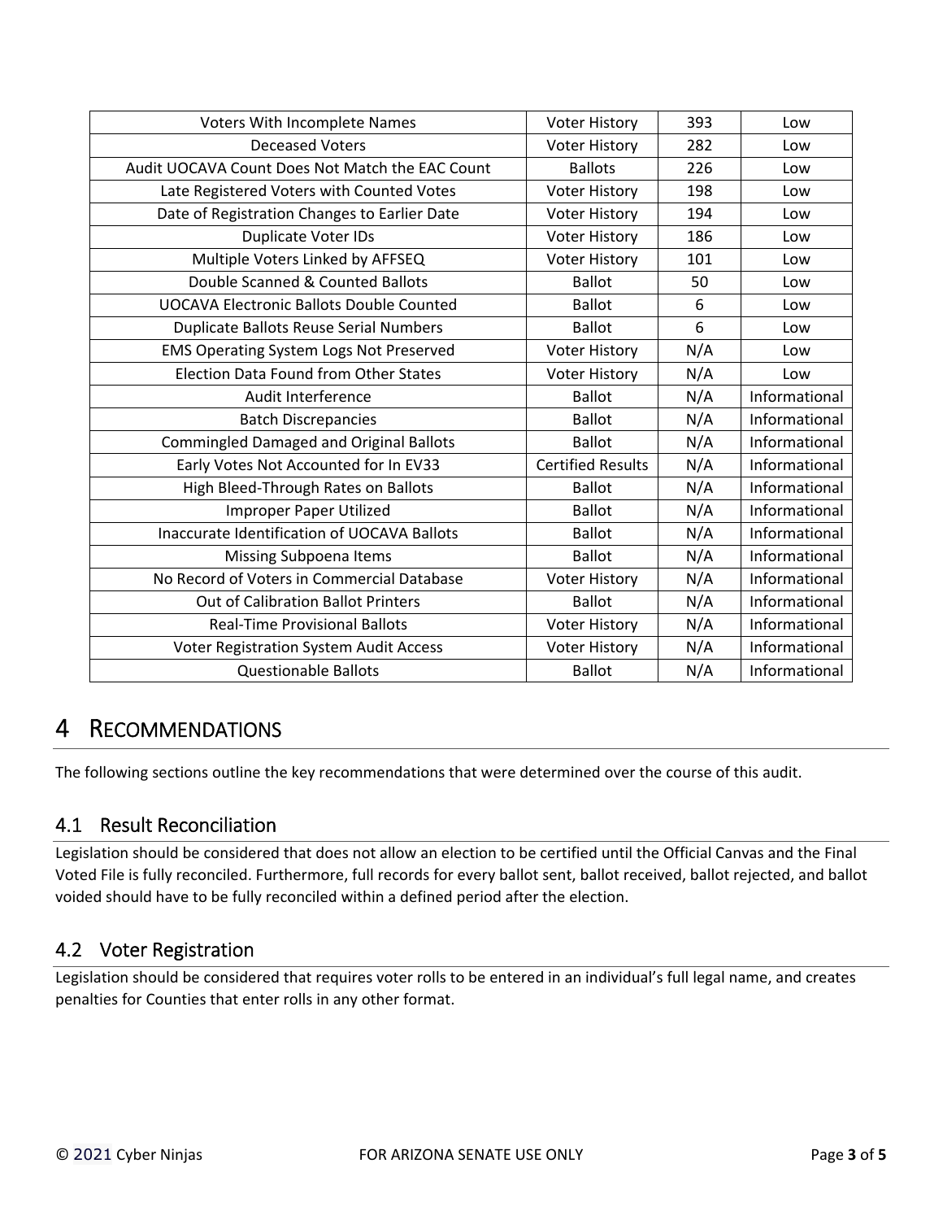| Voters With Incomplete Names | Voter History | 393 | Low |
|---|---|---|---|
| Deceased Voters | Voter History | 282 | Low |
| Audit UOCAVA Count Does Not Match the EAC Count | Ballots | 226 | Low |
| Late Registered Voters with Counted Votes | Voter History | 198 | Low |
| Date of Registration Changes to Earlier Date | Voter History | 194 | Low |
| Duplicate Voter IDs | Voter History | 186 | Low |
| Multiple Voters Linked by AFFSEQ | Voter History | 101 | Low |
| Double Scanned & Counted Ballots | Ballot | 50 | Low |
| UOCAVA Electronic Ballots Double Counted | Ballot | 6 | Low |
| Duplicate Ballots Reuse Serial Numbers | Ballot | 6 | Low |
| EMS Operating System Logs Not Preserved | Voter History | N/A | Low |
| Election Data Found from Other States | Voter History | N/A | Low |
| Audit Interference | Ballot | N/A | Informational |
| Batch Discrepancies | Ballot | N/A | Informational |
| Commingled Damaged and Original Ballots | Ballot | N/A | Informational |
| Early Votes Not Accounted for In EV33 | Certified Results | N/A | Informational |
| High Bleed-Through Rates on Ballots | Ballot | N/A | Informational |
| Improper Paper Utilized | Ballot | N/A | Informational |
| Inaccurate Identification of UOCAVA Ballots | Ballot | N/A | Informational |
| Missing Subpoena Items | Ballot | N/A | Informational |
| No Record of Voters in Commercial Database | Voter History | N/A | Informational |
| Out of Calibration Ballot Printers | Ballot | N/A | Informational |
| Real-Time Provisional Ballots | Voter History | N/A | Informational |
| Voter Registration System Audit Access | Voter History | N/A | Informational |
| Questionable Ballots | Ballot | N/A | Informational |

# 4 Recommendations

The following sections outline the key recommendations that were determined over the course of this audit.

## 4.1 Result Reconciliation

Legislation should be considered that does not allow an election to be certified until the Official Canvas and the Final Voted File is fully reconciled. Furthermore, full records for every ballot sent, ballot received, ballot rejected, and ballot voided should have to be fully reconciled within a defined period after the election.

## 4.2 Voter Registration

Legislation should be considered that requires voter rolls to be entered in an individual's full legal name, and creates penalties for Counties that enter rolls in any other format.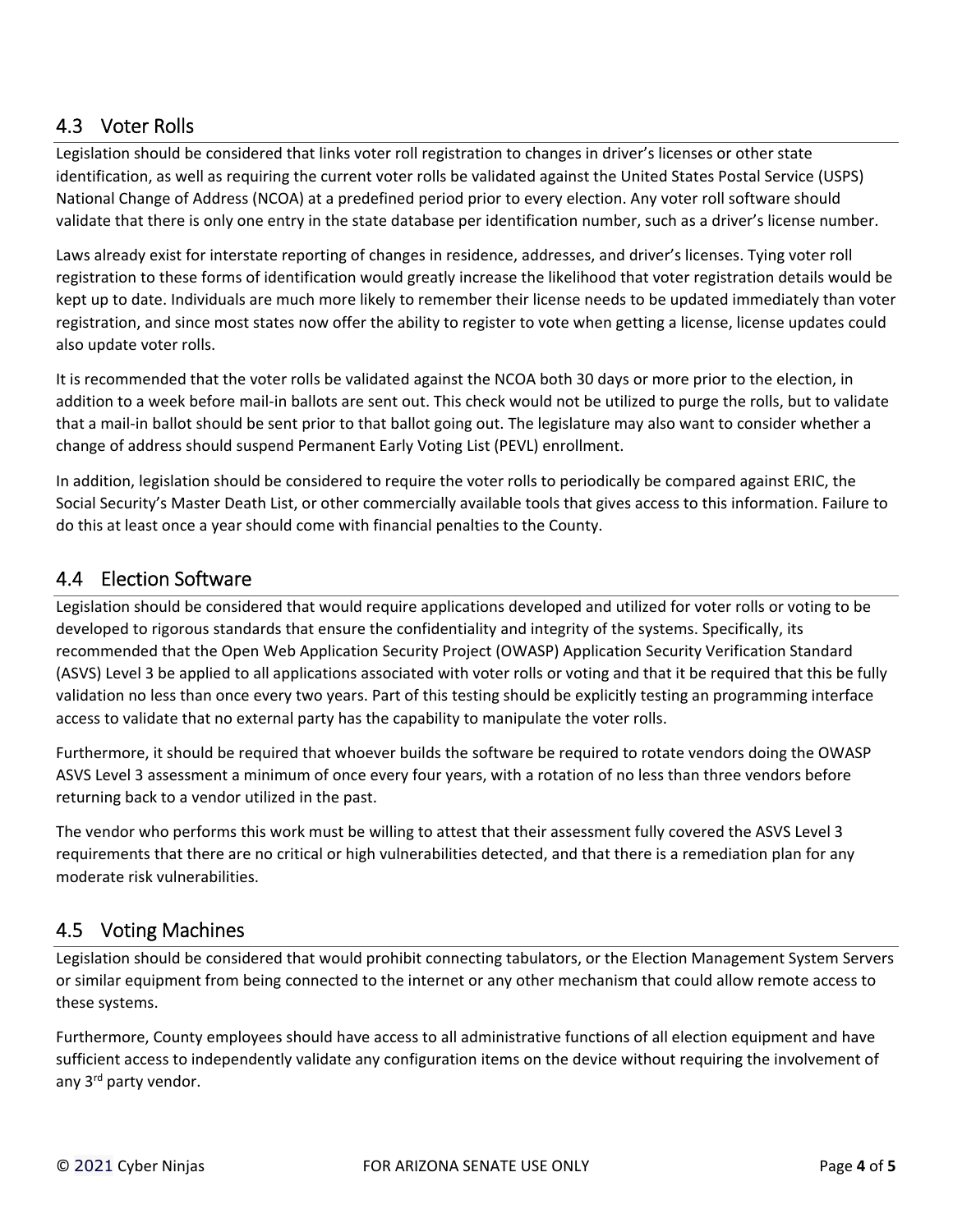## 4.3 Voter Rolls

Legislation should be considered that links voter roll registration to changes in driver's licenses or other state identification, as well as requiring the current voter rolls be validated against the United States Postal Service (USPS) National Change of Address (NCOA) at a predefined period prior to every election. Any voter roll software should validate that there is only one entry in the state database per identification number, such as a driver's license number.

Laws already exist for interstate reporting of changes in residence, addresses, and driver's licenses. Tying voter roll registration to these forms of identification would greatly increase the likelihood that voter registration details would be kept up to date. Individuals are much more likely to remember their license needs to be updated immediately than voter registration, and since most states now offer the ability to register to vote when getting a license, license updates could also update voter rolls.

It is recommended that the voter rolls be validated against the NCOA both 30 days or more prior to the election, in addition to a week before mail-in ballots are sent out. This check would not be utilized to purge the rolls, but to validate that a mail-in ballot should be sent prior to that ballot going out. The legislature may also want to consider whether a change of address should suspend Permanent Early Voting List (PEVL) enrollment.

In addition, legislation should be considered to require the voter rolls to periodically be compared against ERIC, the Social Security's Master Death List, or other commercially available tools that gives access to this information. Failure to do this at least once a year should come with financial penalties to the County.

## 4.4 Election Software

Legislation should be considered that would require applications developed and utilized for voter rolls or voting to be developed to rigorous standards that ensure the confidentiality and integrity of the systems. Specifically, its recommended that the Open Web Application Security Project (OWASP) Application Security Verification Standard (ASVS) Level 3 be applied to all applications associated with voter rolls or voting and that it be required that this be fully validation no less than once every two years. Part of this testing should be explicitly testing an programming interface access to validate that no external party has the capability to manipulate the voter rolls.

Furthermore, it should be required that whoever builds the software be required to rotate vendors doing the OWASP ASVS Level 3 assessment a minimum of once every four years, with a rotation of no less than three vendors before returning back to a vendor utilized in the past.

The vendor who performs this work must be willing to attest that their assessment fully covered the ASVS Level 3 requirements that there are no critical or high vulnerabilities detected, and that there is a remediation plan for any moderate risk vulnerabilities.

## 4.5 Voting Machines

Legislation should be considered that would prohibit connecting tabulators, or the Election Management System Servers or similar equipment from being connected to the internet or any other mechanism that could allow remote access to these systems.

Furthermore, County employees should have access to all administrative functions of all election equipment and have sufficient access to independently validate any configuration items on the device without requiring the involvement of any 3rd party vendor.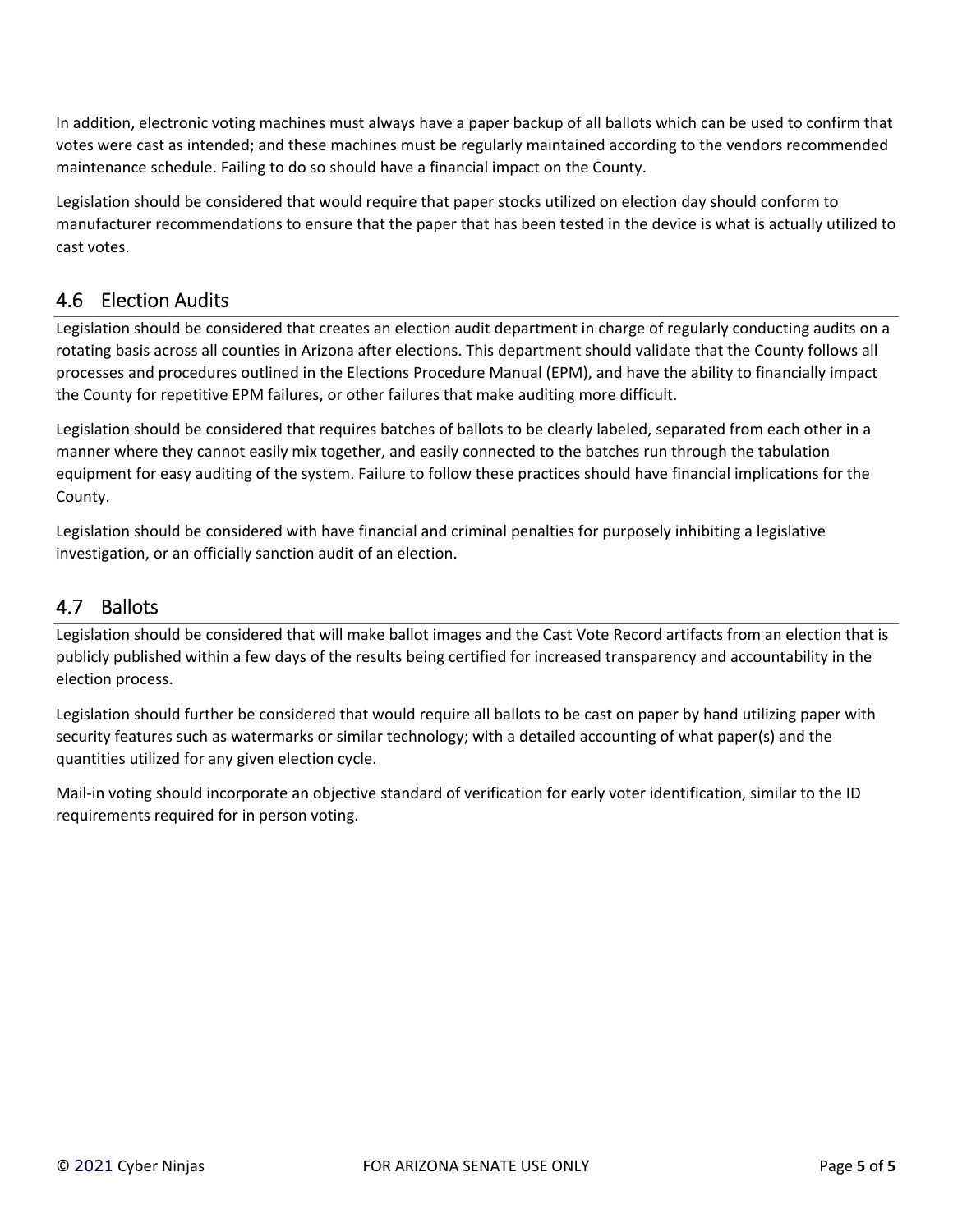In addition, electronic voting machines must always have a paper backup of all ballots which can be used to confirm that votes were cast as intended; and these machines must be regularly maintained according to the vendors recommended maintenance schedule. Failing to do so should have a financial impact on the County.

Legislation should be considered that would require that paper stocks utilized on election day should conform to manufacturer recommendations to ensure that the paper that has been tested in the device is what is actually utilized to cast votes.

## 4.6 Election Audits

Legislation should be considered that creates an election audit department in charge of regularly conducting audits on a rotating basis across all counties in Arizona after elections. This department should validate that the County follows all processes and procedures outlined in the Elections Procedure Manual (EPM), and have the ability to financially impact the County for repetitive EPM failures, or other failures that make auditing more difficult.

Legislation should be considered that requires batches of ballots to be clearly labeled, separated from each other in a manner where they cannot easily mix together, and easily connected to the batches run through the tabulation equipment for easy auditing of the system. Failure to follow these practices should have financial implications for the County.

Legislation should be considered with have financial and criminal penalties for purposely inhibiting a legislative investigation, or an officially sanction audit of an election.

## 4.7 Ballots

Legislation should be considered that will make ballot images and the Cast Vote Record artifacts from an election that is publicly published within a few days of the results being certified for increased transparency and accountability in the election process.

Legislation should further be considered that would require all ballots to be cast on paper by hand utilizing paper with security features such as watermarks or similar technology; with a detailed accounting of what paper(s) and the quantities utilized for any given election cycle.

Mail-in voting should incorporate an objective standard of verification for early voter identification, similar to the ID requirements required for in person voting.